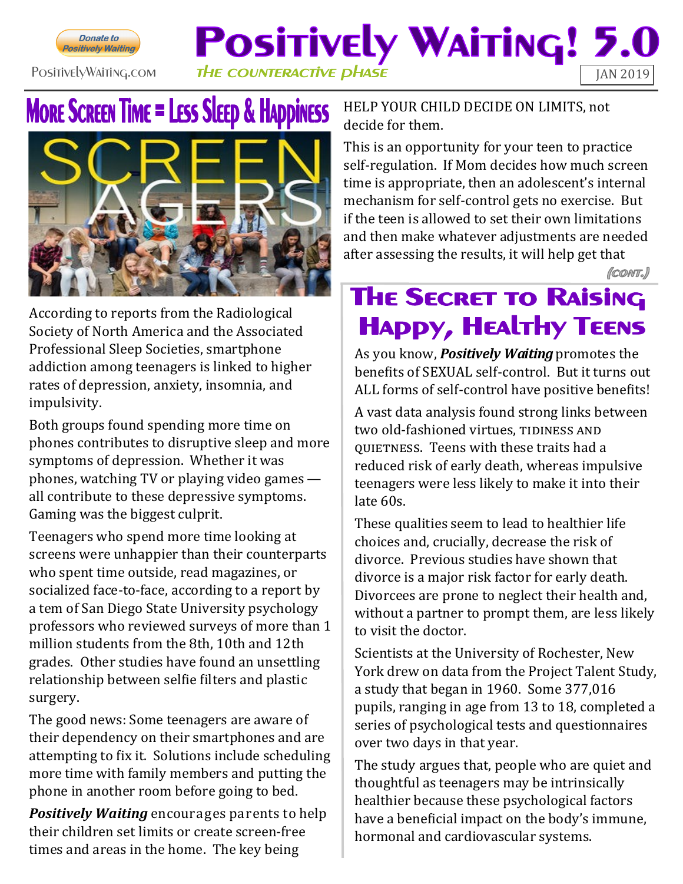Donate to Positively Waiting

PositivelyWaiting.com

# Positively Waiting! 5.0

*The Counteractive Phase*

JAN 2019

## More Screen Time = Less Sleep & Happiness

SCREENAGERS

According to reports from the Radiological Society of North America and the Associated Professional Sleep Societies, smartphone addiction among teenagers is linked to higher rates of depression, anxiety, insomnia, and impulsivity.

Both groups found spending more time on phones contributes to disruptive sleep and more symptoms of depression. Whether it was phones, watching TV or playing video games — all contribute to these depressive symptoms. Gaming was the biggest culprit.

Teenagers who spend more time looking at screens were unhappier than their counterparts who spent time outside, read magazines, or socialized face-to-face, according to a report by a tem of San Diego State University psychology professors who reviewed surveys of more than 1 million students from the 8th, 10th and 12th grades. Other studies have found an unsettling relationship between selfie filters and plastic surgery.

The good news: Some teenagers are aware of their dependency on their smartphones and are attempting to fix it. Solutions include scheduling more time with family members and putting the phone in another room before going to bed.

***Positively Waiting*** encourages parents to help their children set limits or create screen-free times and areas in the home. The key being HELP YOUR CHILD DECIDE ON LIMITS, not decide for them.

This is an opportunity for your teen to practice self-regulation. If Mom decides how much screen time is appropriate, then an adolescent's internal mechanism for self-control gets no exercise. But if the teen is allowed to set their own limitations and then make whatever adjustments are needed after assessing the results, it will help get that

*(cont.)*

## The Secret to Raising Happy, Healthy Teens

As you know, ***Positively Waiting*** promotes the benefits of SEXUAL self-control. But it turns out ALL forms of self-control have positive benefits!

A vast data analysis found strong links between two old-fashioned virtues, TIDINESS AND QUIETNESS. Teens with these traits had a reduced risk of early death, whereas impulsive teenagers were less likely to make it into their late 60s.

These qualities seem to lead to healthier life choices and, crucially, decrease the risk of divorce. Previous studies have shown that divorce is a major risk factor for early death. Divorcees are prone to neglect their health and, without a partner to prompt them, are less likely to visit the doctor.

Scientists at the University of Rochester, New York drew on data from the Project Talent Study, a study that began in 1960. Some 377,016 pupils, ranging in age from 13 to 18, completed a series of psychological tests and questionnaires over two days in that year.

The study argues that, people who are quiet and thoughtful as teenagers may be intrinsically healthier because these psychological factors have a beneficial impact on the body's immune, hormonal and cardiovascular systems.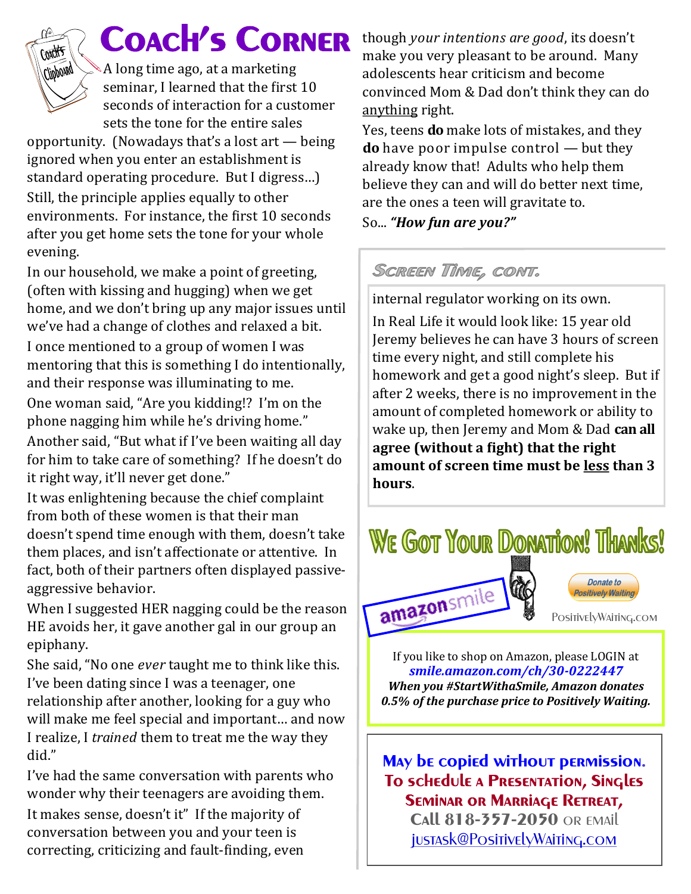# Coach's Corner

A long time ago, at a marketing seminar, I learned that the first 10 seconds of interaction for a customer sets the tone for the entire sales opportunity. (Nowadays that's a lost art — being ignored when you enter an establishment is standard operating procedure. But I digress…)

Still, the principle applies equally to other environments. For instance, the first 10 seconds after you get home sets the tone for your whole evening.

In our household, we make a point of greeting, (often with kissing and hugging) when we get home, and we don't bring up any major issues until we've had a change of clothes and relaxed a bit.

I once mentioned to a group of women I was mentoring that this is something I do intentionally, and their response was illuminating to me.

One woman said, "Are you kidding!? I'm on the phone nagging him while he's driving home."

Another said, "But what if I've been waiting all day for him to take care of something? If he doesn't do it right way, it'll never get done."

It was enlightening because the chief complaint from both of these women is that their man doesn't spend time enough with them, doesn't take them places, and isn't affectionate or attentive. In fact, both of their partners often displayed passive-aggressive behavior.

When I suggested HER nagging could be the reason HE avoids her, it gave another gal in our group an epiphany.

She said, "No one *ever* taught me to think like this. I've been dating since I was a teenager, one relationship after another, looking for a guy who will make me feel special and important… and now I realize, I *trained* them to treat me the way they did."

I've had the same conversation with parents who wonder why their teenagers are avoiding them.

It makes sense, doesn't it" If the majority of conversation between you and your teen is correcting, criticizing and fault-finding, even though *your intentions are good*, its doesn't make you very pleasant to be around. Many adolescents hear criticism and become convinced Mom & Dad don't think they can do anything right.

Yes, teens **do** make lots of mistakes, and they **do** have poor impulse control — but they already know that! Adults who help them believe they can and will do better next time, are the ones a teen will gravitate to.

So... ***"How fun are you?"***

## Screen Time, cont.

internal regulator working on its own.

In Real Life it would look like: 15 year old Jeremy believes he can have 3 hours of screen time every night, and still complete his homework and get a good night's sleep. But if after 2 weeks, there is no improvement in the amount of completed homework or ability to wake up, then Jeremy and Mom & Dad **can all agree (without a fight) that the right amount of screen time must be less than 3 hours**.

## We Got Your Donation! Thanks!

amazonsmile

Donate to Positively Waiting

PositivelyWaiting.com

If you like to shop on Amazon, please LOGIN at
***smile.amazon.com/ch/30-0222447***
***When you #StartWithaSmile, Amazon donates 0.5% of the purchase price to Positively Waiting.***

**May be copied without permission.**
**To schedule a Presentation, Singles Seminar or Marriage Retreat,**
**Call 818-357-2050** or email
justask@PositivelyWaiting.com